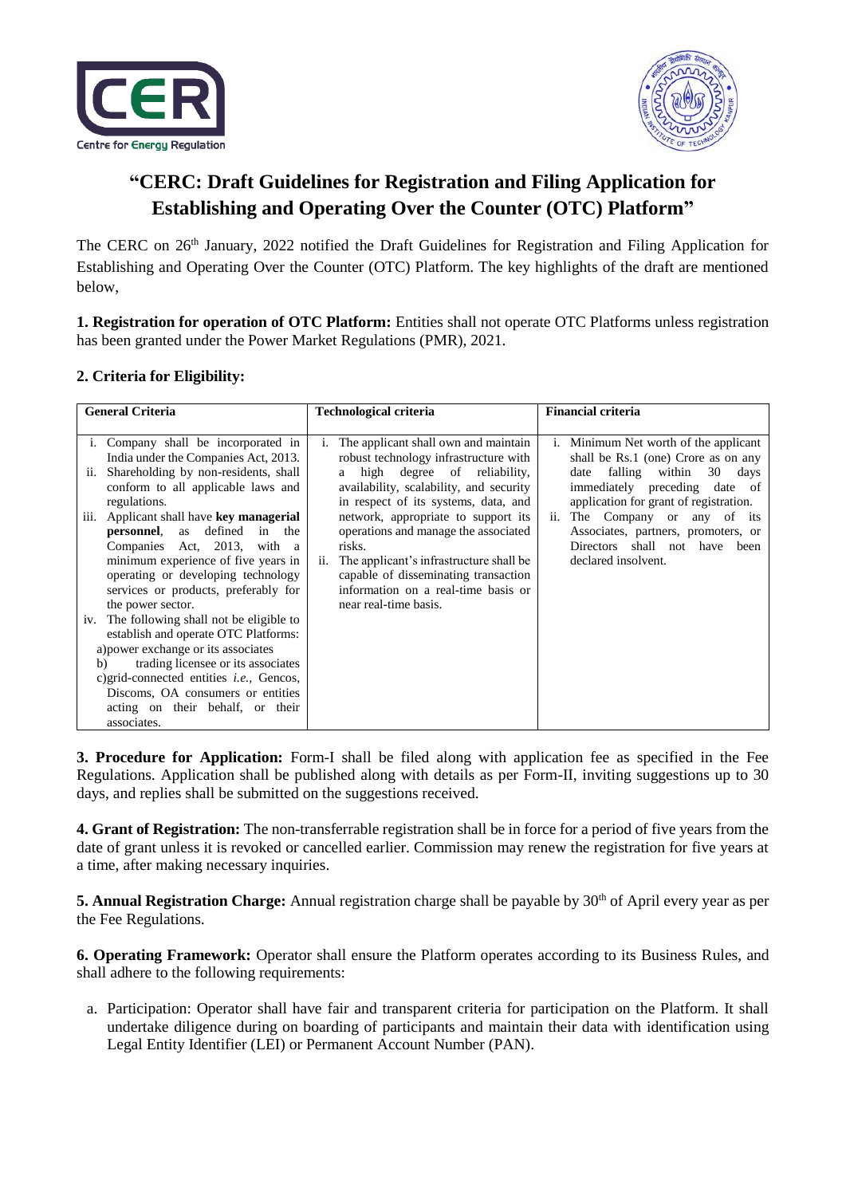# "CERC: Draft Guidelines for Registration and Filing Application for Establishing and Operating Over the Counter (OTC) Platform"

The CERC on 26th January, 2022 notified the Draft Guidelines for Registration and Filing Application for Establishing and Operating Over the Counter (OTC) Platform. The key highlights of the draft are mentioned below,

**1. Registration for operation of OTC Platform:** Entities shall not operate OTC Platforms unless registration has been granted under the Power Market Regulations (PMR), 2021.

**2. Criteria for Eligibility:**

| General Criteria | Technological criteria | Financial criteria |
|---|---|---|
| i. Company shall be incorporated in India under the Companies Act, 2013.<br>ii. Shareholding by non-residents, shall conform to all applicable laws and regulations.<br>iii. Applicant shall have **key managerial personnel**, as defined in the Companies Act, 2013, with a minimum experience of five years in operating or developing technology services or products, preferably for the power sector.<br>iv. The following shall not be eligible to establish and operate OTC Platforms:<br>a) power exchange or its associates<br>b) trading licensee or its associates<br>c) grid-connected entities *i.e.*, Gencos, Discoms, OA consumers or entities acting on their behalf, or their associates. | i. The applicant shall own and maintain robust technology infrastructure with a high degree of reliability, availability, scalability, and security in respect of its systems, data, and network, appropriate to support its operations and manage the associated risks.<br>ii. The applicant's infrastructure shall be capable of disseminating transaction information on a real-time basis or near real-time basis. | i. Minimum Net worth of the applicant shall be Rs.1 (one) Crore as on any date falling within 30 days immediately preceding date of application for grant of registration.<br>ii. The Company or any of its Associates, partners, promoters, or Directors shall not have been declared insolvent. |

**3. Procedure for Application:** Form-I shall be filed along with application fee as specified in the Fee Regulations. Application shall be published along with details as per Form-II, inviting suggestions up to 30 days, and replies shall be submitted on the suggestions received.

**4. Grant of Registration:** The non-transferrable registration shall be in force for a period of five years from the date of grant unless it is revoked or cancelled earlier. Commission may renew the registration for five years at a time, after making necessary inquiries.

**5. Annual Registration Charge:** Annual registration charge shall be payable by 30th of April every year as per the Fee Regulations.

**6. Operating Framework:** Operator shall ensure the Platform operates according to its Business Rules, and shall adhere to the following requirements:

a. Participation: Operator shall have fair and transparent criteria for participation on the Platform. It shall undertake diligence during on boarding of participants and maintain their data with identification using Legal Entity Identifier (LEI) or Permanent Account Number (PAN).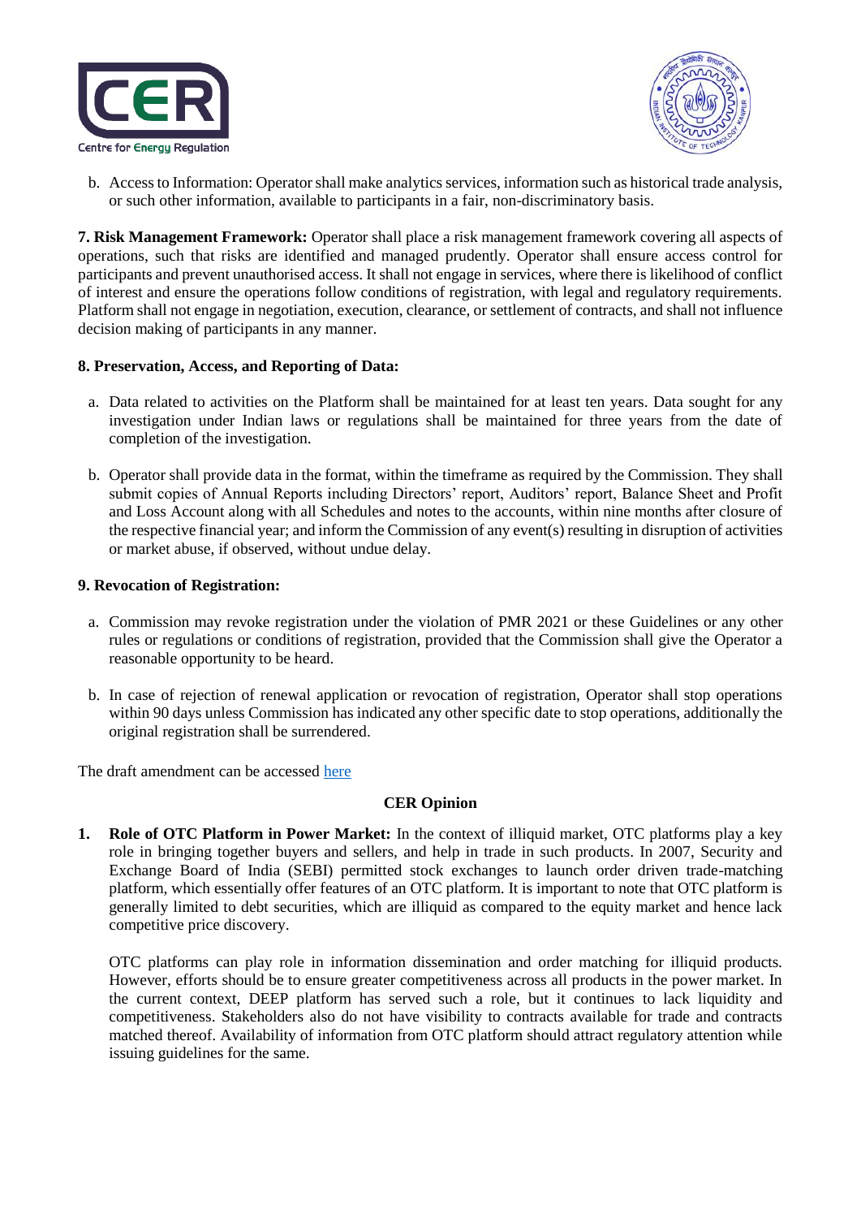b. Access to Information: Operator shall make analytics services, information such as historical trade analysis, or such other information, available to participants in a fair, non-discriminatory basis.

**7. Risk Management Framework:** Operator shall place a risk management framework covering all aspects of operations, such that risks are identified and managed prudently. Operator shall ensure access control for participants and prevent unauthorised access. It shall not engage in services, where there is likelihood of conflict of interest and ensure the operations follow conditions of registration, with legal and regulatory requirements. Platform shall not engage in negotiation, execution, clearance, or settlement of contracts, and shall not influence decision making of participants in any manner.

**8. Preservation, Access, and Reporting of Data:**

a. Data related to activities on the Platform shall be maintained for at least ten years. Data sought for any investigation under Indian laws or regulations shall be maintained for three years from the date of completion of the investigation.

b. Operator shall provide data in the format, within the timeframe as required by the Commission. They shall submit copies of Annual Reports including Directors' report, Auditors' report, Balance Sheet and Profit and Loss Account along with all Schedules and notes to the accounts, within nine months after closure of the respective financial year; and inform the Commission of any event(s) resulting in disruption of activities or market abuse, if observed, without undue delay.

**9. Revocation of Registration:**

a. Commission may revoke registration under the violation of PMR 2021 or these Guidelines or any other rules or regulations or conditions of registration, provided that the Commission shall give the Operator a reasonable opportunity to be heard.

b. In case of rejection of renewal application or revocation of registration, Operator shall stop operations within 90 days unless Commission has indicated any other specific date to stop operations, additionally the original registration shall be surrendered.

The draft amendment can be accessed here

## CER Opinion

1. **Role of OTC Platform in Power Market:** In the context of illiquid market, OTC platforms play a key role in bringing together buyers and sellers, and help in trade in such products. In 2007, Security and Exchange Board of India (SEBI) permitted stock exchanges to launch order driven trade-matching platform, which essentially offer features of an OTC platform. It is important to note that OTC platform is generally limited to debt securities, which are illiquid as compared to the equity market and hence lack competitive price discovery.

   OTC platforms can play role in information dissemination and order matching for illiquid products. However, efforts should be to ensure greater competitiveness across all products in the power market. In the current context, DEEP platform has served such a role, but it continues to lack liquidity and competitiveness. Stakeholders also do not have visibility to contracts available for trade and contracts matched thereof. Availability of information from OTC platform should attract regulatory attention while issuing guidelines for the same.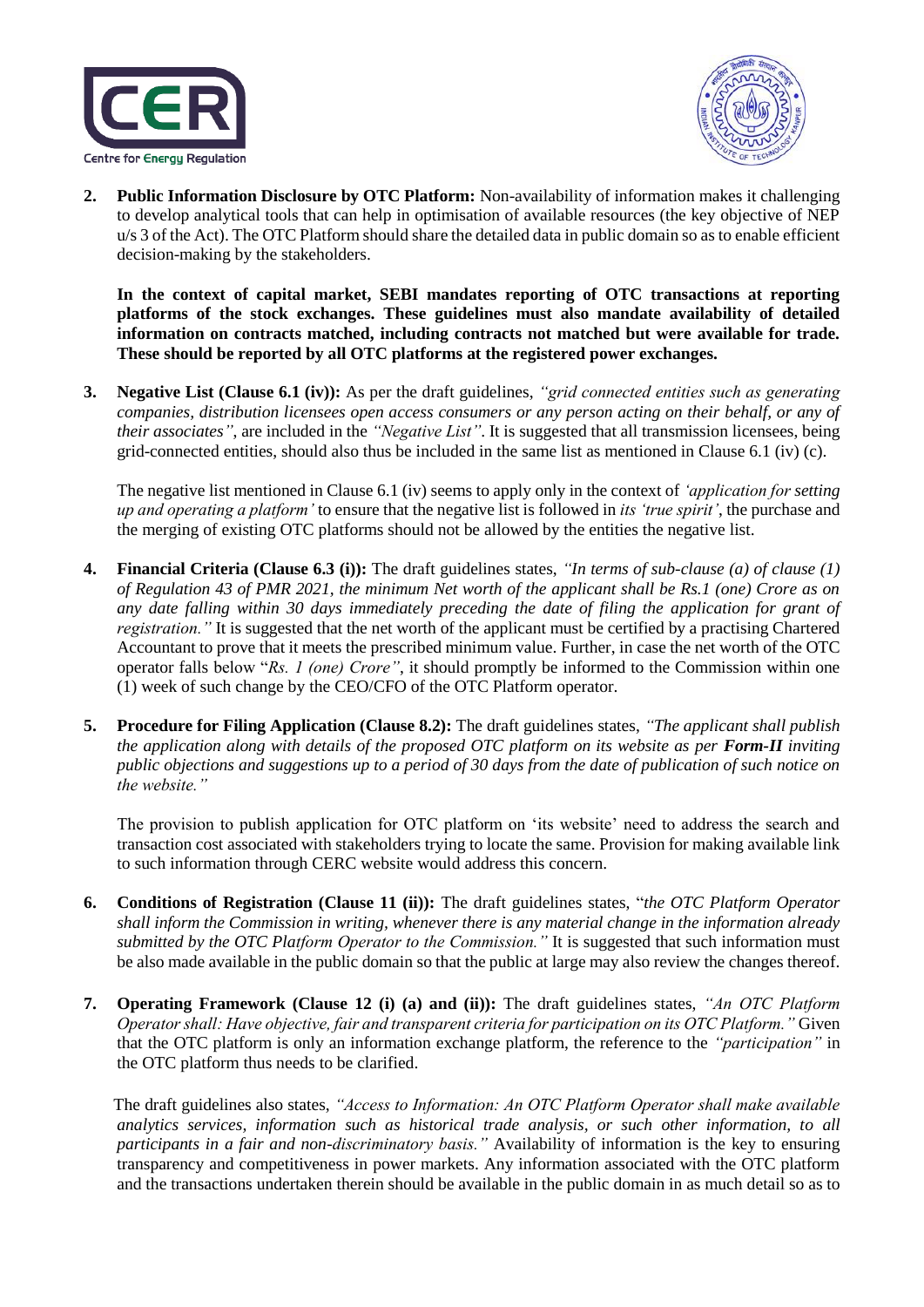2. **Public Information Disclosure by OTC Platform:** Non-availability of information makes it challenging to develop analytical tools that can help in optimisation of available resources (the key objective of NEP u/s 3 of the Act). The OTC Platform should share the detailed data in public domain so as to enable efficient decision-making by the stakeholders.

   **In the context of capital market, SEBI mandates reporting of OTC transactions at reporting platforms of the stock exchanges. These guidelines must also mandate availability of detailed information on contracts matched, including contracts not matched but were available for trade. These should be reported by all OTC platforms at the registered power exchanges.**

3. **Negative List (Clause 6.1 (iv)):** As per the draft guidelines, *"grid connected entities such as generating companies, distribution licensees open access consumers or any person acting on their behalf, or any of their associates"*, are included in the *"Negative List"*. It is suggested that all transmission licensees, being grid-connected entities, should also thus be included in the same list as mentioned in Clause 6.1 (iv) (c).

   The negative list mentioned in Clause 6.1 (iv) seems to apply only in the context of *'application for setting up and operating a platform'* to ensure that the negative list is followed in *its 'true spirit'*, the purchase and the merging of existing OTC platforms should not be allowed by the entities the negative list.

4. **Financial Criteria (Clause 6.3 (i)):** The draft guidelines states, *"In terms of sub-clause (a) of clause (1) of Regulation 43 of PMR 2021, the minimum Net worth of the applicant shall be Rs.1 (one) Crore as on any date falling within 30 days immediately preceding the date of filing the application for grant of registration."* It is suggested that the net worth of the applicant must be certified by a practising Chartered Accountant to prove that it meets the prescribed minimum value. Further, in case the net worth of the OTC operator falls below "*Rs. 1 (one) Crore"*, it should promptly be informed to the Commission within one (1) week of such change by the CEO/CFO of the OTC Platform operator.

5. **Procedure for Filing Application (Clause 8.2):** The draft guidelines states, *"The applicant shall publish the application along with details of the proposed OTC platform on its website as per **Form-II** inviting public objections and suggestions up to a period of 30 days from the date of publication of such notice on the website."*

   The provision to publish application for OTC platform on 'its website' need to address the search and transaction cost associated with stakeholders trying to locate the same. Provision for making available link to such information through CERC website would address this concern.

6. **Conditions of Registration (Clause 11 (ii)):** The draft guidelines states, "*the OTC Platform Operator shall inform the Commission in writing, whenever there is any material change in the information already submitted by the OTC Platform Operator to the Commission."* It is suggested that such information must be also made available in the public domain so that the public at large may also review the changes thereof.

7. **Operating Framework (Clause 12 (i) (a) and (ii)):** The draft guidelines states, *"An OTC Platform Operator shall: Have objective, fair and transparent criteria for participation on its OTC Platform."* Given that the OTC platform is only an information exchange platform, the reference to the *"participation"* in the OTC platform thus needs to be clarified.

   The draft guidelines also states, *"Access to Information: An OTC Platform Operator shall make available analytics services, information such as historical trade analysis, or such other information, to all participants in a fair and non-discriminatory basis."* Availability of information is the key to ensuring transparency and competitiveness in power markets. Any information associated with the OTC platform and the transactions undertaken therein should be available in the public domain in as much detail so as to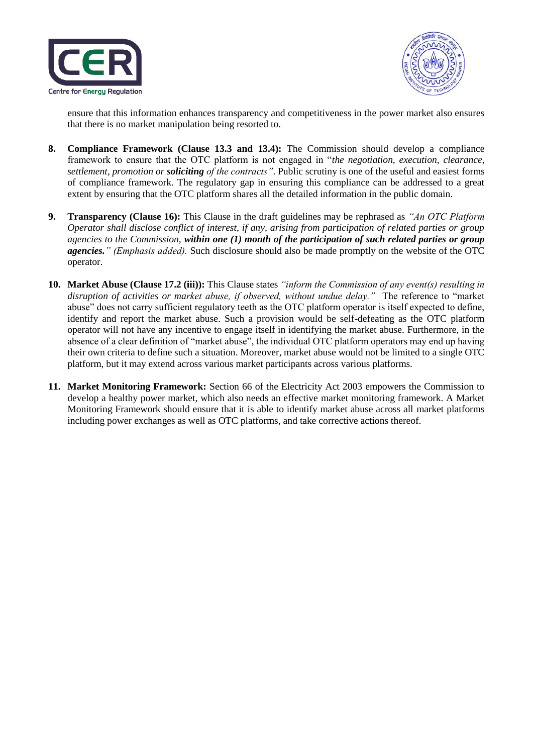ensure that this information enhances transparency and competitiveness in the power market also ensures that there is no market manipulation being resorted to.

8. **Compliance Framework (Clause 13.3 and 13.4):** The Commission should develop a compliance framework to ensure that the OTC platform is not engaged in "*the negotiation, execution, clearance, settlement, promotion or* ***soliciting*** *of the contracts"*. Public scrutiny is one of the useful and easiest forms of compliance framework. The regulatory gap in ensuring this compliance can be addressed to a great extent by ensuring that the OTC platform shares all the detailed information in the public domain.

9. **Transparency (Clause 16):** This Clause in the draft guidelines may be rephrased as *"An OTC Platform Operator shall disclose conflict of interest, if any, arising from participation of related parties or group agencies to the Commission,* ***within one (1) month of the participation of such related parties or group agencies.****" (Emphasis added).* Such disclosure should also be made promptly on the website of the OTC operator.

10. **Market Abuse (Clause 17.2 (iii)):** This Clause states *"inform the Commission of any event(s) resulting in disruption of activities or market abuse, if observed, without undue delay."* The reference to "market abuse" does not carry sufficient regulatory teeth as the OTC platform operator is itself expected to define, identify and report the market abuse. Such a provision would be self-defeating as the OTC platform operator will not have any incentive to engage itself in identifying the market abuse. Furthermore, in the absence of a clear definition of "market abuse", the individual OTC platform operators may end up having their own criteria to define such a situation. Moreover, market abuse would not be limited to a single OTC platform, but it may extend across various market participants across various platforms.

11. **Market Monitoring Framework:** Section 66 of the Electricity Act 2003 empowers the Commission to develop a healthy power market, which also needs an effective market monitoring framework. A Market Monitoring Framework should ensure that it is able to identify market abuse across all market platforms including power exchanges as well as OTC platforms, and take corrective actions thereof.